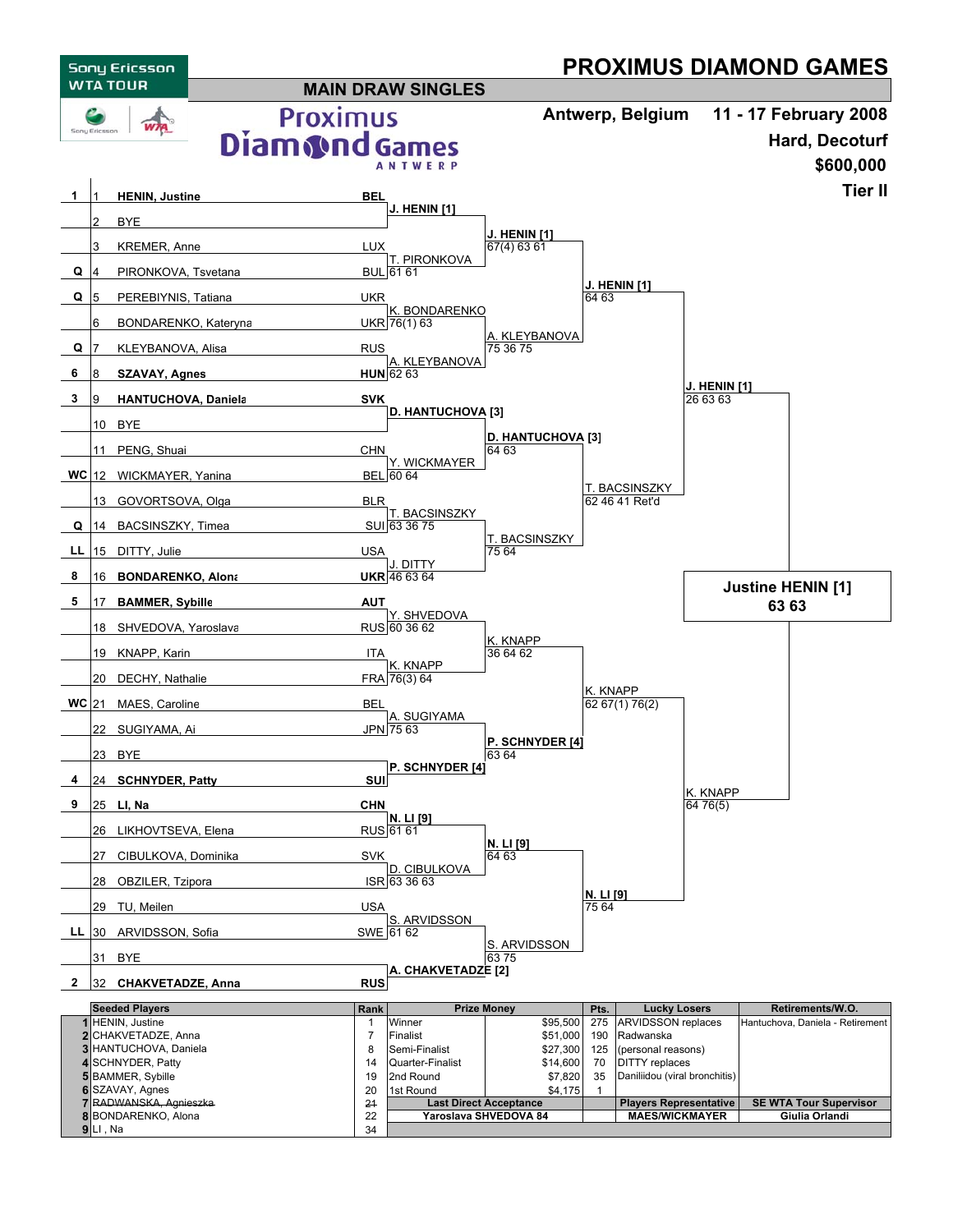Sony Ericsson WTA TOUR

# PROXIMUS DIAMOND GAMES

## MAIN DRAW SINGLES

Proximus Diamond Games ANTWERP

Antwerp, Belgium — 11 - 17 February 2008

Hard, Decoturf

$600,000

Tier II

| Seed | # | Player | Nat | 2nd Round | Quarterfinals | Semifinals | Final |
|---|---|---|---|---|---|---|---|
| 1 | 1 | **HENIN, Justine** | **BEL** | **J. HENIN [1]** | **J. HENIN [1]** 67(4) 63 61 | **J. HENIN [1]** 64 63 | **J. HENIN [1]** 26 63 63 |
| | 2 | BYE | | | | | |
| | 3 | KREMER, Anne | LUX | T. PIRONKOVA 61 61 | | | |
| Q | 4 | PIRONKOVA, Tsvetana | BUL | | | | |
| Q | 5 | PEREBIYNIS, Tatiana | UKR | K. BONDARENKO 76(1) 63 | A. KLEYBANOVA 75 36 75 | | |
| | 6 | BONDARENKO, Kateryna | UKR | | | | |
| Q | 7 | KLEYBANOVA, Alisa | RUS | A. KLEYBANOVA 62 63 | | | |
| 6 | 8 | **SZAVAY, Agnes** | **HUN** | | | | |
| 3 | 9 | **HANTUCHOVA, Daniela** | **SVK** | **D. HANTUCHOVA [3]** | **D. HANTUCHOVA [3]** 64 63 | T. BACSINSZKY 62 46 41 Ret'd | |
| | 10 | BYE | | | | | |
| | 11 | PENG, Shuai | CHN | Y. WICKMAYER 60 64 | | | |
| WC | 12 | WICKMAYER, Yanina | BEL | | | | |
| | 13 | GOVORTSOVA, Olga | BLR | T. BACSINSZKY 63 36 75 | T. BACSINSZKY 75 64 | | |
| Q | 14 | BACSINSZKY, Timea | SUI | | | | |
| LL | 15 | DITTY, Julie | USA | J. DITTY 46 63 64 | | | |
| 8 | 16 | **BONDARENKO, Alona** | **UKR** | | | | |
| 5 | 17 | **BAMMER, Sybille** | **AUT** | Y. SHVEDOVA 60 36 62 | K. KNAPP 36 64 62 | K. KNAPP 62 67(1) 76(2) | K. KNAPP 64 76(5) |
| | 18 | SHVEDOVA, Yaroslava | RUS | | | | |
| | 19 | KNAPP, Karin | ITA | K. KNAPP 76(3) 64 | | | |
| | 20 | DECHY, Nathalie | FRA | | | | |
| WC | 21 | MAES, Caroline | BEL | A. SUGIYAMA 75 63 | **P. SCHNYDER [4]** 63 64 | | |
| | 22 | SUGIYAMA, Ai | JPN | | | | |
| | 23 | BYE | | **P. SCHNYDER [4]** | | | |
| 4 | 24 | **SCHNYDER, Patty** | **SUI** | | | | |
| 9 | 25 | **LI, Na** | **CHN** | **N. LI [9]** 61 61 | **N. LI [9]** 64 63 | **N. LI [9]** 75 64 | |
| | 26 | LIKHOVTSEVA, Elena | RUS | | | | |
| | 27 | CIBULKOVA, Dominika | SVK | D. CIBULKOVA 63 36 63 | | | |
| | 28 | OBZILER, Tzipora | ISR | | | | |
| | 29 | TU, Meilen | USA | S. ARVIDSSON 61 62 | S. ARVIDSSON 63 75 | | |
| LL | 30 | ARVIDSSON, Sofia | SWE | | | | |
| | 31 | BYE | | **A. CHAKVETADZE [2]** | | | |
| 2 | 32 | **CHAKVETADZE, Anna** | **RUS** | | | | |

**Winner: Justine HENIN [1] 63 63**

| # | Seeded Players | Rank | Prize Money | | Pts. | Lucky Losers | Retirements/W.O. |
|---|---|---|---|---|---|---|---|
| 1 | HENIN, Justine | 1 | Winner | $95,500 | 275 | ARVIDSSON replaces | Hantuchova, Daniela - Retirement |
| 2 | CHAKVETADZE, Anna | 7 | Finalist | $51,000 | 190 | Radwanska | |
| 3 | HANTUCHOVA, Daniela | 8 | Semi-Finalist | $27,300 | 125 | (personal reasons) | |
| 4 | SCHNYDER, Patty | 14 | Quarter-Finalist | $14,600 | 70 | DITTY replaces | |
| 5 | BAMMER, Sybille | 19 | 2nd Round | $7,820 | 35 | Daniliidou (viral bronchitis) | |
| 6 | SZAVAY, Agnes | 20 | 1st Round | $4,175 | 1 | | |
| 7 | ~~RADWANSKA, Agnieszka~~ | ~~21~~ | **Last Direct Acceptance** | | | **Players Representative** | **SE WTA Tour Supervisor** |
| 8 | BONDARENKO, Alona | 22 | **Yaroslava SHVEDOVA 84** | | | **MAES/WICKMAYER** | **Giulia Orlandi** |
| 9 | LI, Na | 34 | | | | | |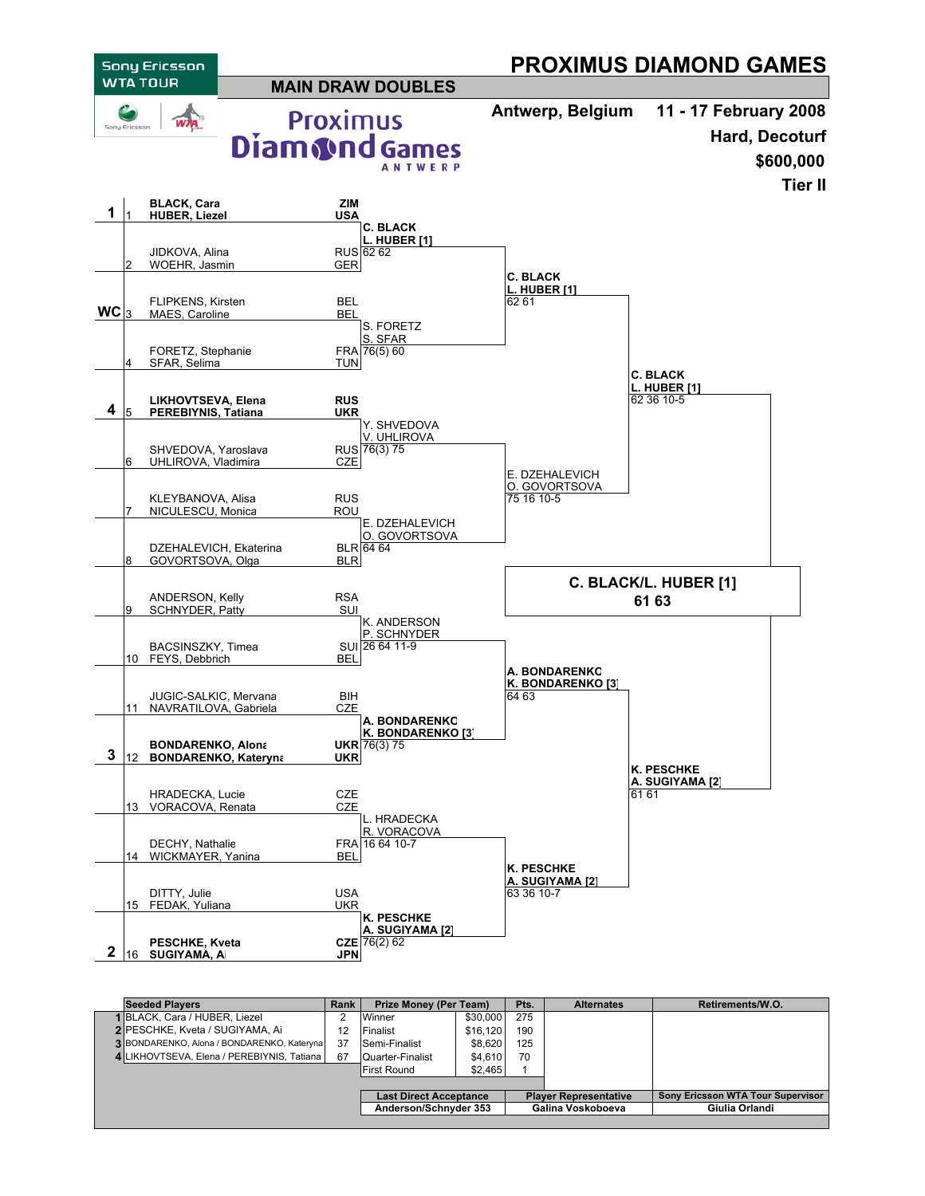# PROXIMUS DIAMOND GAMES

Sony Ericsson WTA TOUR

## MAIN DRAW DOUBLES

Proximus Diamond Games ANTWERP

**Antwerp, Belgium** — **11 - 17 February 2008**

**Hard, Decoturf**

**$600,000**

**Tier II**

### First Round

| Seed | No. | Players | Nat. |
|---|---|---|---|
| 1 | 1 | **BLACK, Cara** / **HUBER, Liezel** | **ZIM** / **USA** |
| | 2 | JIDKOVA, Alina / WOEHR, Jasmin | RUS / GER |
| WC | 3 | FLIPKENS, Kirsten / MAES, Caroline | BEL / BEL |
| | 4 | FORETZ, Stephanie / SFAR, Selima | FRA / TUN |
| 4 | 5 | **LIKHOVTSEVA, Elena** / **PEREBIYNIS, Tatiana** | **RUS** / **UKR** |
| | 6 | SHVEDOVA, Yaroslava / UHLIROVA, Vladimira | RUS / CZE |
| | 7 | KLEYBANOVA, Alisa / NICULESCU, Monica | RUS / ROU |
| | 8 | DZEHALEVICH, Ekaterina / GOVORTSOVA, Olga | BLR / BLR |
| | 9 | ANDERSON, Kelly / SCHNYDER, Patty | RSA / SUI |
| | 10 | BACSINSZKY, Timea / FEYS, Debbrich | SUI / BEL |
| | 11 | JUGIC-SALKIC, Mervana / NAVRATILOVA, Gabriela | BIH / CZE |
| 3 | 12 | **BONDARENKO, Alona** / **BONDARENKO, Kateryna** | **UKR** / **UKR** |
| | 13 | HRADECKA, Lucie / VORACOVA, Renata | CZE / CZE |
| | 14 | DECHY, Nathalie / WICKMAYER, Yanina | FRA / BEL |
| | 15 | DITTY, Julie / FEDAK, Yuliana | USA / UKR |
| 2 | 16 | **PESCHKE, Kveta** / **SUGIYAMA, Ai** | **CZE** / **JPN** |

### Second Round

- **C. BLACK / L. HUBER [1]** 62 62
- S. FORETZ / S. SFAR 76(5) 60
- Y. SHVEDOVA / V. UHLIROVA 76(3) 75
- E. DZEHALEVICH / O. GOVORTSOVA 64 64
- K. ANDERSON / P. SCHNYDER 26 64 11-9
- **A. BONDARENKO / K. BONDARENKO [3]** 76(3) 75
- L. HRADECKA / R. VORACOVA 16 64 10-7
- **K. PESCHKE / A. SUGIYAMA [2]** 76(2) 62

### Quarterfinals

- **C. BLACK / L. HUBER [1]** 62 61
- E. DZEHALEVICH / O. GOVORTSOVA 75 16 10-5
- **A. BONDARENKO / K. BONDARENKO [3]** 64 63
- **K. PESCHKE / A. SUGIYAMA [2]** 63 36 10-7

### Semifinals

- **C. BLACK / L. HUBER [1]** 62 36 10-5
- **K. PESCHKE / A. SUGIYAMA [2]** 61 61

### Winner

**C. BLACK/L. HUBER [1]**
**61 63**

| | Seeded Players | Rank | Prize Money (Per Team) | | Pts. | Alternates | Retirements/W.O. |
|---|---|---|---|---|---|---|---|
| 1 | BLACK, Cara / HUBER, Liezel | 2 | Winner | $30,000 | 275 | | |
| 2 | PESCHKE, Kveta / SUGIYAMA, Ai | 12 | Finalist | $16,120 | 190 | | |
| 3 | BONDARENKO, Alona / BONDARENKO, Kateryna | 37 | Semi-Finalist | $8,620 | 125 | | |
| 4 | LIKHOVTSEVA, Elena / PEREBIYNIS, Tatiana | 67 | Quarter-Finalist | $4,610 | 70 | | |
| | | | First Round | $2,465 | 1 | | |

| Last Direct Acceptance | Player Representative | Sony Ericsson WTA Tour Supervisor |
|---|---|---|
| Anderson/Schnyder 353 | Galina Voskoboeva | Giulia Orlandi |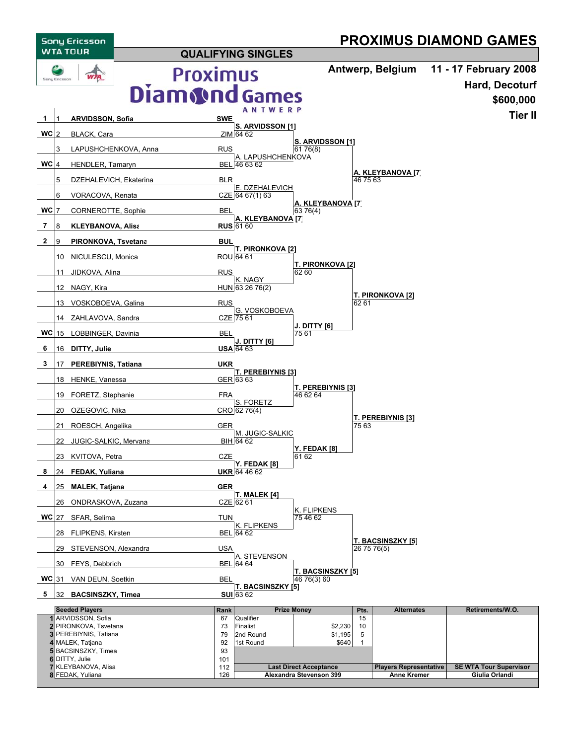Sony Ericsson WTA TOUR

# PROXIMUS DIAMOND GAMES

## QUALIFYING SINGLES

Proximus Diamond Games ANTWERP

Antwerp, Belgium — 11 - 17 February 2008

Hard, Decoturf

$600,000

Tier II

| Seed | No. | Player | Nat. | Round 1 | Round 2 | Qualifiers |
|---|---|---|---|---|---|---|
| 1 | 1 | **ARVIDSSON, Sofia** | **SWE** | | | |
| | | | | **S. ARVIDSSON [1]** 64 62 | | |
| WC | 2 | BLACK, Cara | ZIM | | | |
| | | | | | **S. ARVIDSSON [1]** 61 76(8) | |
| | 3 | LAPUSHCHENKOVA, Anna | RUS | | | |
| | | | | A. LAPUSHCHENKOVA 46 63 62 | | |
| WC | 4 | HENDLER, Tamaryn | BEL | | | |
| | | | | | | **A. KLEYBANOVA [7]** 46 75 63 |
| | 5 | DZEHALEVICH, Ekaterina | BLR | | | |
| | | | | E. DZEHALEVICH 64 67(1) 63 | | |
| | 6 | VORACOVA, Renata | CZE | | | |
| | | | | | **A. KLEYBANOVA [7]** 63 76(4) | |
| WC | 7 | CORNEROTTE, Sophie | BEL | | | |
| | | | | **A. KLEYBANOVA [7]** 61 60 | | |
| 7 | 8 | **KLEYBANOVA, Alisa** | **RUS** | | | |
| 2 | 9 | **PIRONKOVA, Tsvetana** | **BUL** | | | |
| | | | | **T. PIRONKOVA [2]** 64 61 | | |
| | 10 | NICULESCU, Monica | ROU | | | |
| | | | | | **T. PIRONKOVA [2]** 62 60 | |
| | 11 | JIDKOVA, Alina | RUS | | | |
| | | | | K. NAGY 63 26 76(2) | | |
| | 12 | NAGY, Kira | HUN | | | |
| | | | | | | **T. PIRONKOVA [2]** 62 61 |
| | 13 | VOSKOBOEVA, Galina | RUS | | | |
| | | | | G. VOSKOBOEVA 75 61 | | |
| | 14 | ZAHLAVOVA, Sandra | CZE | | | |
| | | | | | **J. DITTY [6]** 75 61 | |
| WC | 15 | LOBBINGER, Davinia | BEL | | | |
| | | | | **J. DITTY [6]** 64 63 | | |
| 6 | 16 | **DITTY, Julie** | **USA** | | | |
| 3 | 17 | **PEREBIYNIS, Tatiana** | **UKR** | | | |
| | | | | **T. PEREBIYNIS [3]** 63 63 | | |
| | 18 | HENKE, Vanessa | GER | | | |
| | | | | | **T. PEREBIYNIS [3]** 46 62 64 | |
| | 19 | FORETZ, Stephanie | FRA | | | |
| | | | | S. FORETZ 62 76(4) | | |
| | 20 | OZEGOVIC, Nika | CRO | | | |
| | | | | | | **T. PEREBIYNIS [3]** 75 63 |
| | 21 | ROESCH, Angelika | GER | | | |
| | | | | M. JUGIC-SALKIC 64 62 | | |
| | 22 | JUGIC-SALKIC, Mervana | BIH | | | |
| | | | | | **Y. FEDAK [8]** 61 62 | |
| | 23 | KVITOVA, Petra | CZE | | | |
| | | | | **Y. FEDAK [8]** 64 46 62 | | |
| 8 | 24 | **FEDAK, Yuliana** | **UKR** | | | |
| 4 | 25 | **MALEK, Tatjana** | **GER** | | | |
| | | | | **T. MALEK [4]** 62 61 | | |
| | 26 | ONDRASKOVA, Zuzana | CZE | | | |
| | | | | | K. FLIPKENS 75 46 62 | |
| WC | 27 | SFAR, Selima | TUN | | | |
| | | | | K. FLIPKENS 64 62 | | |
| | 28 | FLIPKENS, Kirsten | BEL | | | |
| | | | | | | **T. BACSINSZKY [5]** 26 75 76(5) |
| | 29 | STEVENSON, Alexandra | USA | | | |
| | | | | A. STEVENSON 64 64 | | |
| | 30 | FEYS, Debbrich | BEL | | | |
| | | | | | **T. BACSINSZKY [5]** 46 76(3) 60 | |
| WC | 31 | VAN DEUN, Soetkin | BEL | | | |
| | | | | **T. BACSINSZKY [5]** 63 62 | | |
| 5 | 32 | **BACSINSZKY, Timea** | **SUI** | | | |

| | Seeded Players | Rank | Prize Money | | Pts. | Alternates | Retirements/W.O. |
|---|---|---|---|---|---|---|---|
| 1 | ARVIDSSON, Sofia | 67 | Qualifier | | 15 | | |
| 2 | PIRONKOVA, Tsvetana | 73 | Finalist | $2,230 | 10 | | |
| 3 | PEREBIYNIS, Tatiana | 79 | 2nd Round | $1,195 | 5 | | |
| 4 | MALEK, Tatjana | 92 | 1st Round | $640 | 1 | | |
| 5 | BACSINSZKY, Timea | 93 | | | | | |
| 6 | DITTY, Julie | 101 | | | | | |
| 7 | KLEYBANOVA, Alisa | 112 | **Last Direct Acceptance** | | | **Players Representative** | **SE WTA Tour Supervisor** |
| 8 | FEDAK, Yuliana | 126 | **Alexandra Stevenson 399** | | | **Anne Kremer** | **Giulia Orlandi** |